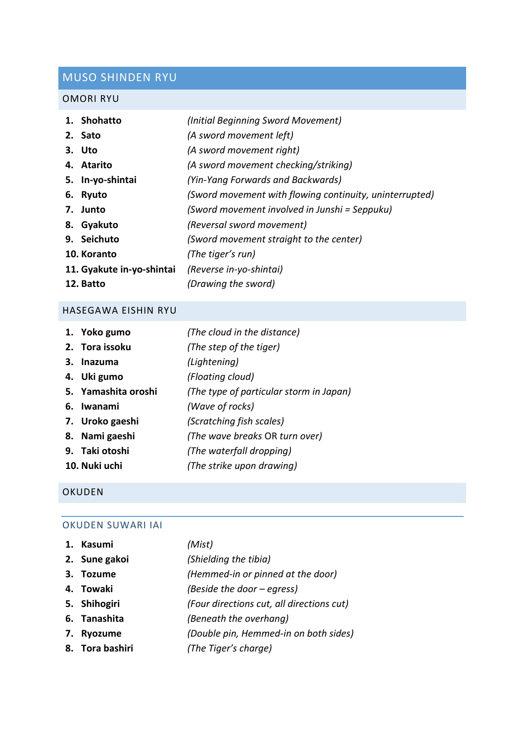# MUSO SHINDEN RYU

## OMORI RYU

1. **Shohatto** *(Initial Beginning Sword Movement)*
2. **Sato** *(A sword movement left)*
3. **Uto** *(A sword movement right)*
4. **Atarito** *(A sword movement checking/striking)*
5. **In-yo-shintai** *(Yin-Yang Forwards and Backwards)*
6. **Ryuto** *(Sword movement with flowing continuity, uninterrupted)*
7. **Junto** *(Sword movement involved in Junshi = Seppuku)*
8. **Gyakuto** *(Reversal sword movement)*
9. **Seichuto** *(Sword movement straight to the center)*
10. **Koranto** *(The tiger's run)*
11. **Gyakute in-yo-shintai** *(Reverse in-yo-shintai)*
12. **Batto** *(Drawing the sword)*

## HASEGAWA EISHIN RYU

1. **Yoko gumo** *(The cloud in the distance)*
2. **Tora issoku** *(The step of the tiger)*
3. **Inazuma** *(Lightening)*
4. **Uki gumo** *(Floating cloud)*
5. **Yamashita oroshi** *(The type of particular storm in Japan)*
6. **Iwanami** *(Wave of rocks)*
7. **Uroko gaeshi** *(Scratching fish scales)*
8. **Nami gaeshi** *(The wave breaks OR turn over)*
9. **Taki otoshi** *(The waterfall dropping)*
10. **Nuki uchi** *(The strike upon drawing)*

## OKUDEN

### OKUDEN SUWARI IAI

1. **Kasumi** *(Mist)*
2. **Sune gakoi** *(Shielding the tibia)*
3. **Tozume** *(Hemmed-in or pinned at the door)*
4. **Towaki** *(Beside the door – egress)*
5. **Shihogiri** *(Four directions cut, all directions cut)*
6. **Tanashita** *(Beneath the overhang)*
7. **Ryozume** *(Double pin, Hemmed-in on both sides)*
8. **Tora bashiri** *(The Tiger's charge)*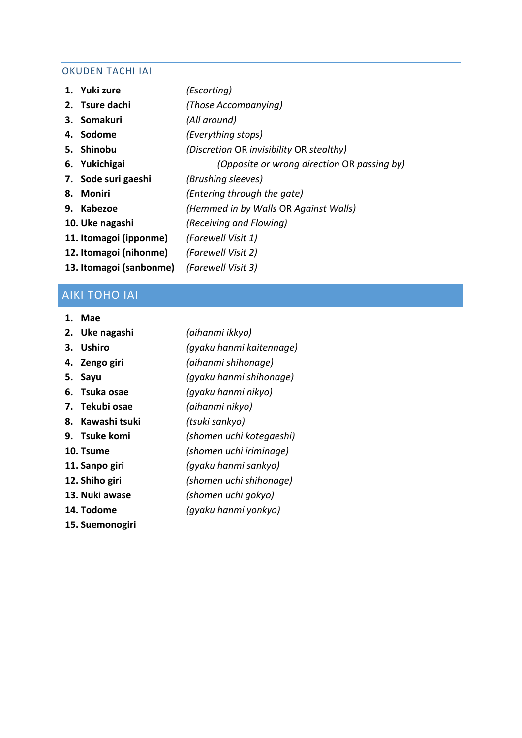## OKUDEN TACHI IAI

1. **Yuki zure** *(Escorting)*
2. **Tsure dachi** *(Those Accompanying)*
3. **Somakuri** *(All around)*
4. **Sodome** *(Everything stops)*
5. **Shinobu** *(Discretion* OR *invisibility* OR *stealthy)*
6. **Yukichigai** *(Opposite or wrong direction* OR *passing by)*
7. **Sode suri gaeshi** *(Brushing sleeves)*
8. **Moniri** *(Entering through the gate)*
9. **Kabezoe** *(Hemmed in by Walls* OR *Against Walls)*
10. **Uke nagashi** *(Receiving and Flowing)*
11. **Itomagoi (ipponme)** *(Farewell Visit 1)*
12. **Itomagoi (nihonme)** *(Farewell Visit 2)*
13. **Itomagoi (sanbonme)** *(Farewell Visit 3)*

## AIKI TOHO IAI

1. **Mae**
2. **Uke nagashi** *(aihanmi ikkyo)*
3. **Ushiro** *(gyaku hanmi kaitennage)*
4. **Zengo giri** *(aihanmi shihonage)*
5. **Sayu** *(gyaku hanmi shihonage)*
6. **Tsuka osae** *(gyaku hanmi nikyo)*
7. **Tekubi osae** *(aihanmi nikyo)*
8. **Kawashi tsuki** *(tsuki sankyo)*
9. **Tsuke komi** *(shomen uchi kotegaeshi)*
10. **Tsume** *(shomen uchi iriminage)*
11. **Sanpo giri** *(gyaku hanmi sankyo)*
12. **Shiho giri** *(shomen uchi shihonage)*
13. **Nuki awase** *(shomen uchi gokyo)*
14. **Todome** *(gyaku hanmi yonkyo)*
15. **Suemonogiri**